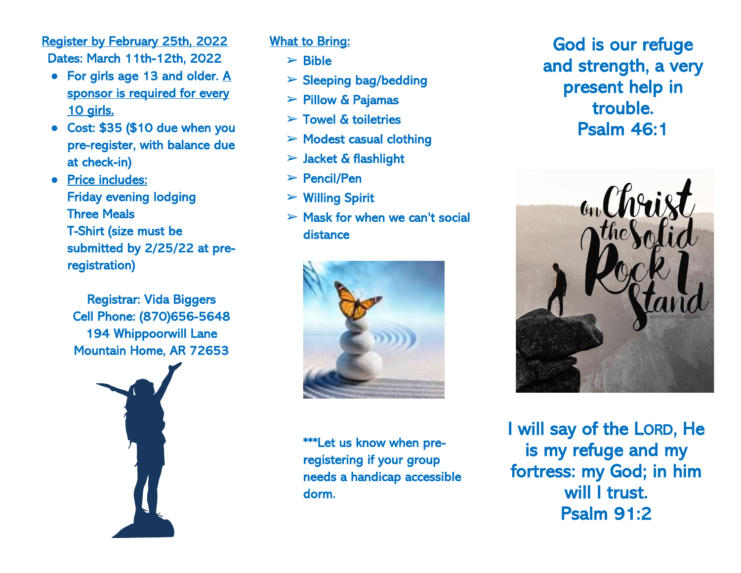Register by February 25th, 2022

Dates: March 11th-12th, 2022

- For girls age 13 and older. A sponsor is required for every 10 girls.
- Cost: $35 ($10 due when you pre-register, with balance due at check-in)
- Price includes:
  Friday evening lodging
  Three Meals
  T-Shirt (size must be submitted by 2/25/22 at pre-registration)

Registrar: Vida Biggers
Cell Phone: (870)656-5648
194 Whippoorwill Lane
Mountain Home, AR 72653

What to Bring:

- Bible
- Sleeping bag/bedding
- Pillow & Pajamas
- Towel & toiletries
- Modest casual clothing
- Jacket & flashlight
- Pencil/Pen
- Willing Spirit
- Mask for when we can't social distance

***Let us know when pre-registering if your group needs a handicap accessible dorm.

God is our refuge and strength, a very present help in trouble.
Psalm 46:1

I will say of the LORD, He is my refuge and my fortress: my God; in him will I trust.
Psalm 91:2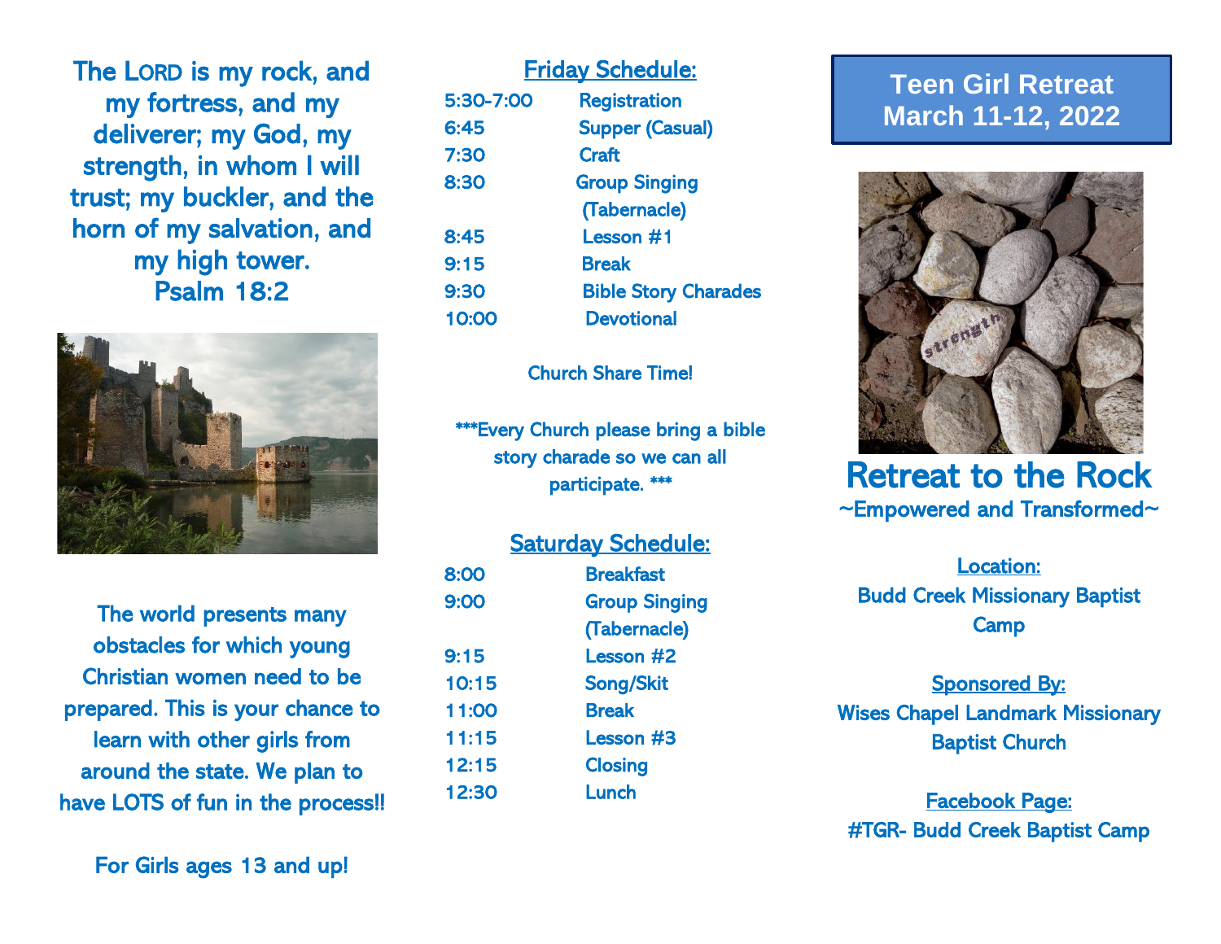The LORD is my rock, and my fortress, and my deliverer; my God, my strength, in whom I will trust; my buckler, and the horn of my salvation, and my high tower.
Psalm 18:2

The world presents many obstacles for which young Christian women need to be prepared. This is your chance to learn with other girls from around the state. We plan to have LOTS of fun in the process!!

For Girls ages 13 and up!

## Friday Schedule:

| | |
|---|---|
| 5:30-7:00 | Registration |
| 6:45 | Supper (Casual) |
| 7:30 | Craft |
| 8:30 | Group Singing (Tabernacle) |
| 8:45 | Lesson #1 |
| 9:15 | Break |
| 9:30 | Bible Story Charades |
| 10:00 | Devotional |

Church Share Time!

***Every Church please bring a bible story charade so we can all participate. ***

## Saturday Schedule:

| | |
|---|---|
| 8:00 | Breakfast |
| 9:00 | Group Singing (Tabernacle) |
| 9:15 | Lesson #2 |
| 10:15 | Song/Skit |
| 11:00 | Break |
| 11:15 | Lesson #3 |
| 12:15 | Closing |
| 12:30 | Lunch |

# Teen Girl Retreat
# March 11-12, 2022

## Retreat to the Rock
~Empowered and Transformed~

**Location:**
Budd Creek Missionary Baptist Camp

**Sponsored By:**
Wises Chapel Landmark Missionary Baptist Church

**Facebook Page:**
#TGR- Budd Creek Baptist Camp